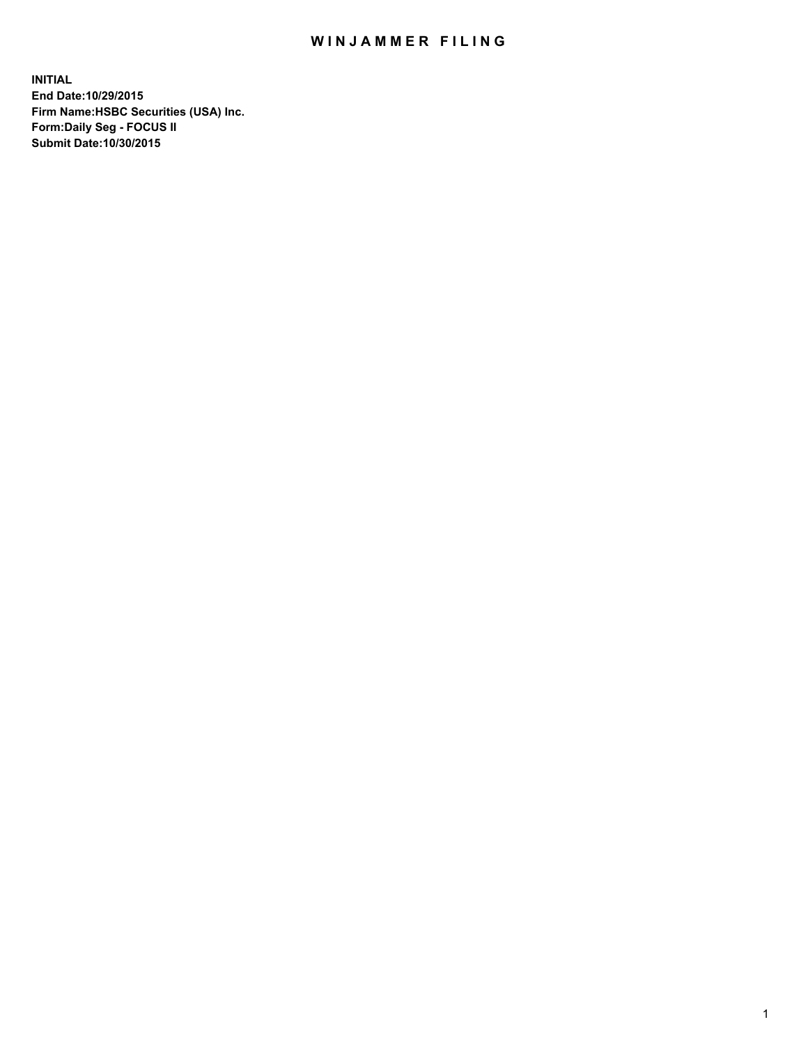# WINJAMMER FILING

**INITIAL**
**End Date:10/29/2015**
**Firm Name:HSBC Securities (USA) Inc.**
**Form:Daily Seg - FOCUS II**
**Submit Date:10/30/2015**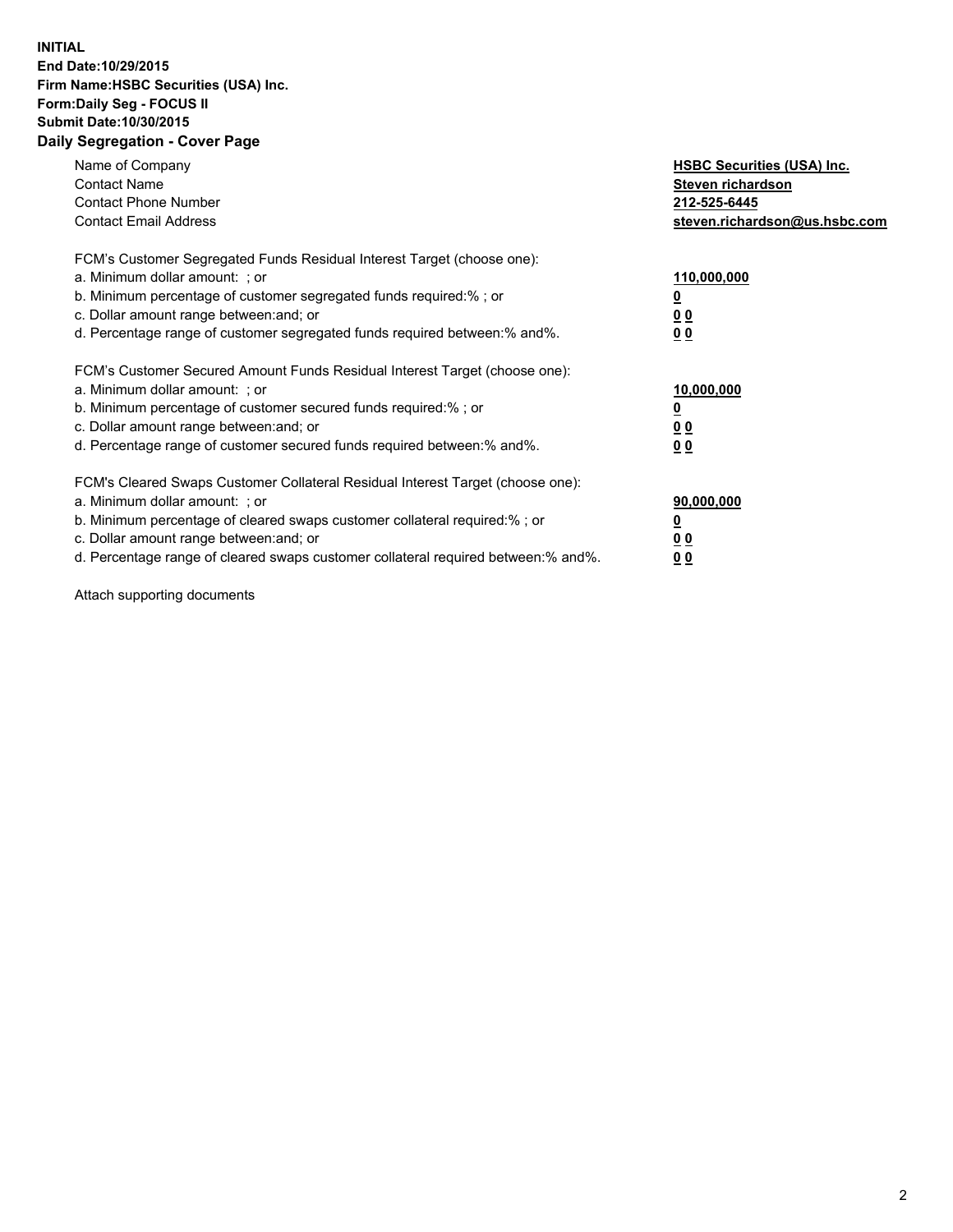**INITIAL**
**End Date:10/29/2015**
**Firm Name:HSBC Securities (USA) Inc.**
**Form:Daily Seg - FOCUS II**
**Submit Date:10/30/2015**

## Daily Segregation - Cover Page

| | |
|---|---|
| Name of Company | **HSBC Securities (USA) Inc.** |
| Contact Name | **Steven richardson** |
| Contact Phone Number | **212-525-6445** |
| Contact Email Address | **steven.richardson@us.hsbc.com** |

FCM's Customer Segregated Funds Residual Interest Target (choose one):

| | |
|---|---|
| a. Minimum dollar amount: ; or | **110,000,000** |
| b. Minimum percentage of customer segregated funds required:% ; or | **0** |
| c. Dollar amount range between:and; or | **0 0** |
| d. Percentage range of customer segregated funds required between:% and%. | **0 0** |

FCM's Customer Secured Amount Funds Residual Interest Target (choose one):

| | |
|---|---|
| a. Minimum dollar amount: ; or | **10,000,000** |
| b. Minimum percentage of customer secured funds required:% ; or | **0** |
| c. Dollar amount range between:and; or | **0 0** |
| d. Percentage range of customer secured funds required between:% and%. | **0 0** |

FCM's Cleared Swaps Customer Collateral Residual Interest Target (choose one):

| | |
|---|---|
| a. Minimum dollar amount: ; or | **90,000,000** |
| b. Minimum percentage of cleared swaps customer collateral required:% ; or | **0** |
| c. Dollar amount range between:and; or | **0 0** |
| d. Percentage range of cleared swaps customer collateral required between:% and%. | **0 0** |

Attach supporting documents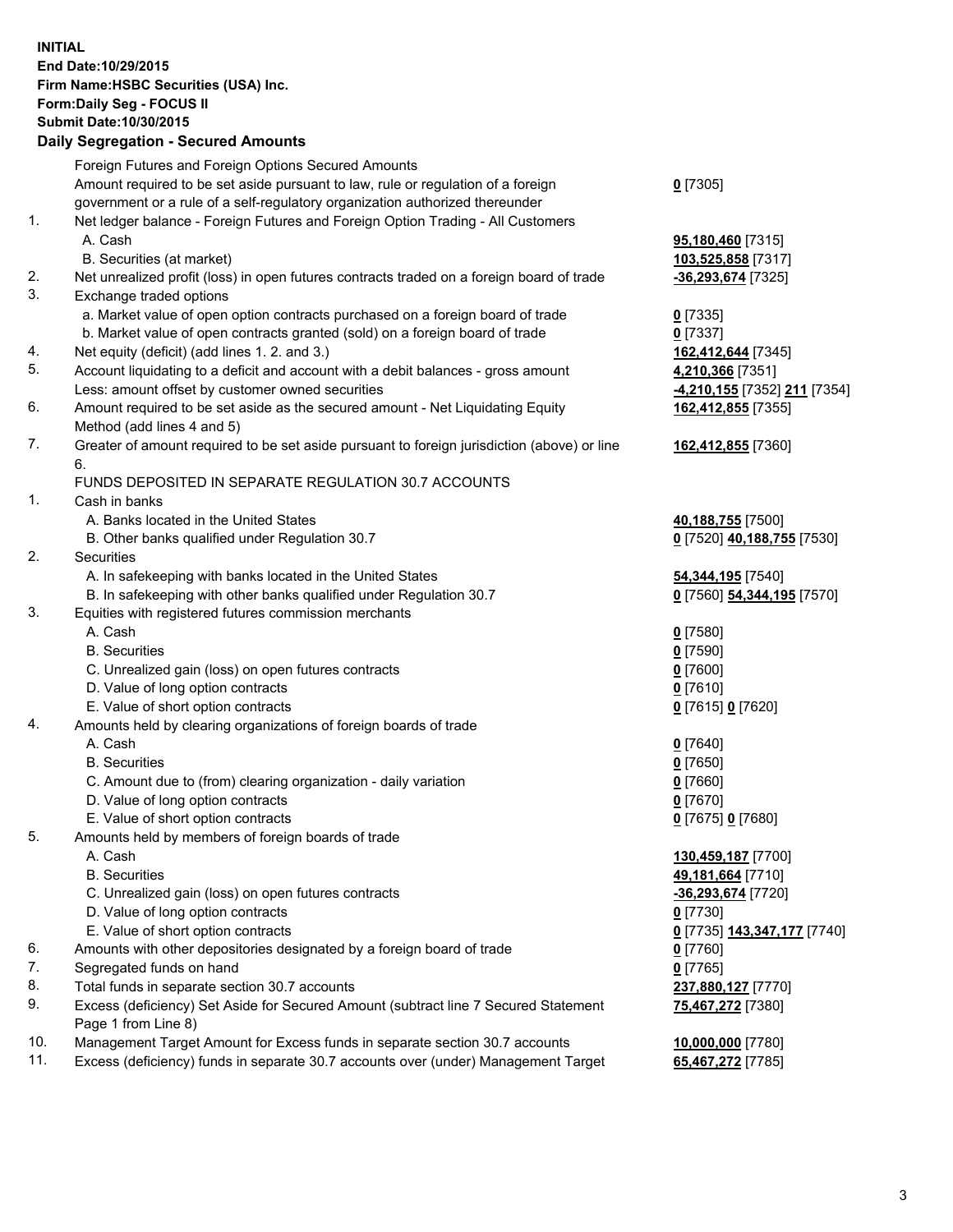**INITIAL**
**End Date:10/29/2015**
**Firm Name:HSBC Securities (USA) Inc.**
**Form:Daily Seg - FOCUS II**
**Submit Date:10/30/2015**

## Daily Segregation - Secured Amounts

| | | |
|---|---|---|
| | Foreign Futures and Foreign Options Secured Amounts | |
| | Amount required to be set aside pursuant to law, rule or regulation of a foreign government or a rule of a self-regulatory organization authorized thereunder | 0 [7305] |
| 1. | Net ledger balance - Foreign Futures and Foreign Option Trading - All Customers | |
| | A. Cash | 95,180,460 [7315] |
| | B. Securities (at market) | 103,525,858 [7317] |
| 2. | Net unrealized profit (loss) in open futures contracts traded on a foreign board of trade | -36,293,674 [7325] |
| 3. | Exchange traded options | |
| | a. Market value of open option contracts purchased on a foreign board of trade | 0 [7335] |
| | b. Market value of open contracts granted (sold) on a foreign board of trade | 0 [7337] |
| 4. | Net equity (deficit) (add lines 1. 2. and 3.) | 162,412,644 [7345] |
| 5. | Account liquidating to a deficit and account with a debit balances - gross amount | 4,210,366 [7351] |
| | Less: amount offset by customer owned securities | -4,210,155 [7352] 211 [7354] |
| 6. | Amount required to be set aside as the secured amount - Net Liquidating Equity Method (add lines 4 and 5) | 162,412,855 [7355] |
| 7. | Greater of amount required to be set aside pursuant to foreign jurisdiction (above) or line 6. | 162,412,855 [7360] |
| | FUNDS DEPOSITED IN SEPARATE REGULATION 30.7 ACCOUNTS | |
| 1. | Cash in banks | |
| | A. Banks located in the United States | 40,188,755 [7500] |
| | B. Other banks qualified under Regulation 30.7 | 0 [7520] 40,188,755 [7530] |
| 2. | Securities | |
| | A. In safekeeping with banks located in the United States | 54,344,195 [7540] |
| | B. In safekeeping with other banks qualified under Regulation 30.7 | 0 [7560] 54,344,195 [7570] |
| 3. | Equities with registered futures commission merchants | |
| | A. Cash | 0 [7580] |
| | B. Securities | 0 [7590] |
| | C. Unrealized gain (loss) on open futures contracts | 0 [7600] |
| | D. Value of long option contracts | 0 [7610] |
| | E. Value of short option contracts | 0 [7615] 0 [7620] |
| 4. | Amounts held by clearing organizations of foreign boards of trade | |
| | A. Cash | 0 [7640] |
| | B. Securities | 0 [7650] |
| | C. Amount due to (from) clearing organization - daily variation | 0 [7660] |
| | D. Value of long option contracts | 0 [7670] |
| | E. Value of short option contracts | 0 [7675] 0 [7680] |
| 5. | Amounts held by members of foreign boards of trade | |
| | A. Cash | 130,459,187 [7700] |
| | B. Securities | 49,181,664 [7710] |
| | C. Unrealized gain (loss) on open futures contracts | -36,293,674 [7720] |
| | D. Value of long option contracts | 0 [7730] |
| | E. Value of short option contracts | 0 [7735] 143,347,177 [7740] |
| 6. | Amounts with other depositories designated by a foreign board of trade | 0 [7760] |
| 7. | Segregated funds on hand | 0 [7765] |
| 8. | Total funds in separate section 30.7 accounts | 237,880,127 [7770] |
| 9. | Excess (deficiency) Set Aside for Secured Amount (subtract line 7 Secured Statement Page 1 from Line 8) | 75,467,272 [7380] |
| 10. | Management Target Amount for Excess funds in separate section 30.7 accounts | 10,000,000 [7780] |
| 11. | Excess (deficiency) funds in separate 30.7 accounts over (under) Management Target | 65,467,272 [7785] |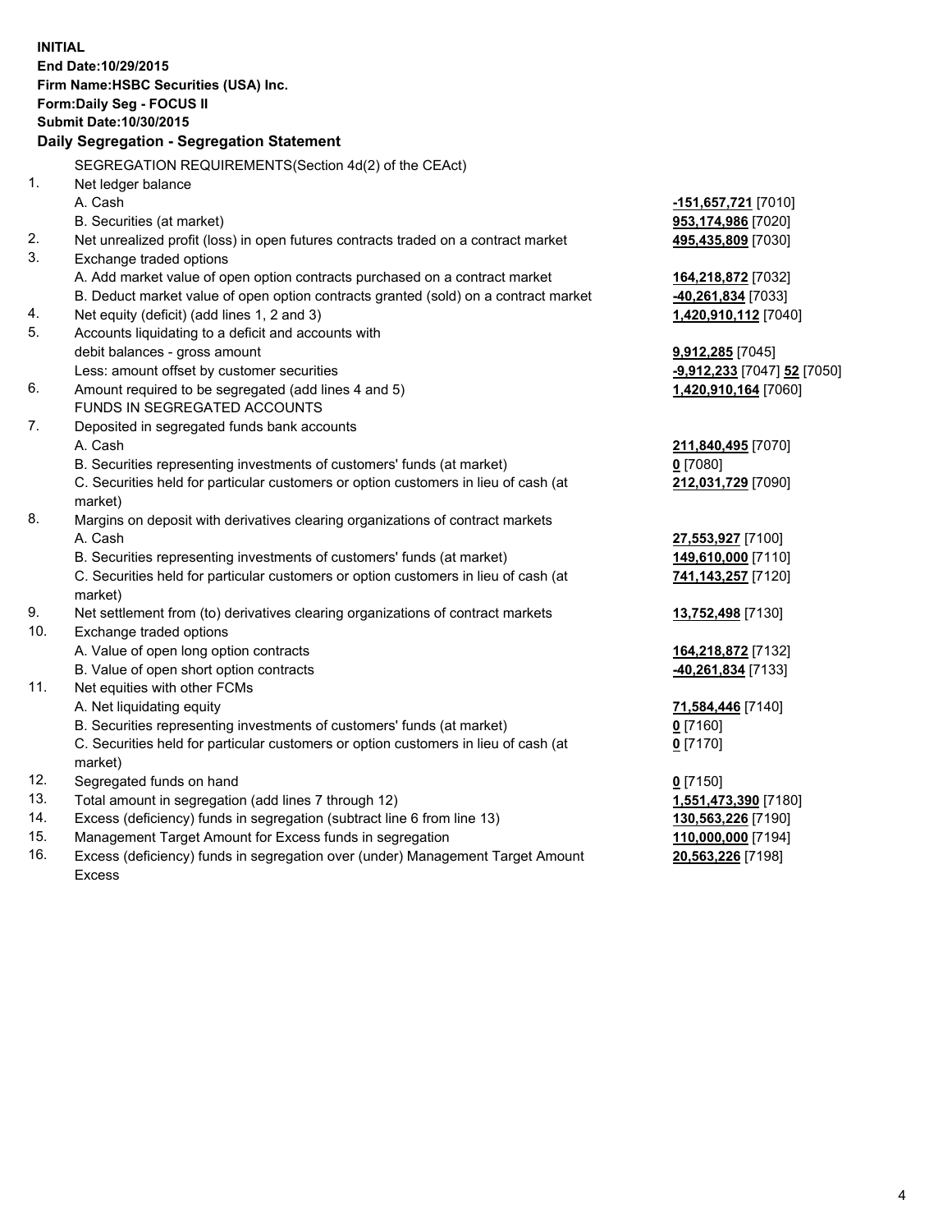**INITIAL**
**End Date:10/29/2015**
**Firm Name:HSBC Securities (USA) Inc.**
**Form:Daily Seg - FOCUS II**
**Submit Date:10/30/2015**

**Daily Segregation - Segregation Statement**

| | | |
|---|---|---|
| | SEGREGATION REQUIREMENTS(Section 4d(2) of the CEAct) | |
| 1. | Net ledger balance | |
| | A. Cash | **-151,657,721** [7010] |
| | B. Securities (at market) | **953,174,986** [7020] |
| 2. | Net unrealized profit (loss) in open futures contracts traded on a contract market | **495,435,809** [7030] |
| 3. | Exchange traded options | |
| | A. Add market value of open option contracts purchased on a contract market | **164,218,872** [7032] |
| | B. Deduct market value of open option contracts granted (sold) on a contract market | **-40,261,834** [7033] |
| 4. | Net equity (deficit) (add lines 1, 2 and 3) | **1,420,910,112** [7040] |
| 5. | Accounts liquidating to a deficit and accounts with | |
| | debit balances - gross amount | **9,912,285** [7045] |
| | Less: amount offset by customer securities | **-9,912,233** [7047] **52** [7050] |
| 6. | Amount required to be segregated (add lines 4 and 5) | **1,420,910,164** [7060] |
| | FUNDS IN SEGREGATED ACCOUNTS | |
| 7. | Deposited in segregated funds bank accounts | |
| | A. Cash | **211,840,495** [7070] |
| | B. Securities representing investments of customers' funds (at market) | **0** [7080] |
| | C. Securities held for particular customers or option customers in lieu of cash (at market) | **212,031,729** [7090] |
| 8. | Margins on deposit with derivatives clearing organizations of contract markets | |
| | A. Cash | **27,553,927** [7100] |
| | B. Securities representing investments of customers' funds (at market) | **149,610,000** [7110] |
| | C. Securities held for particular customers or option customers in lieu of cash (at market) | **741,143,257** [7120] |
| 9. | Net settlement from (to) derivatives clearing organizations of contract markets | **13,752,498** [7130] |
| 10. | Exchange traded options | |
| | A. Value of open long option contracts | **164,218,872** [7132] |
| | B. Value of open short option contracts | **-40,261,834** [7133] |
| 11. | Net equities with other FCMs | |
| | A. Net liquidating equity | **71,584,446** [7140] |
| | B. Securities representing investments of customers' funds (at market) | **0** [7160] |
| | C. Securities held for particular customers or option customers in lieu of cash (at market) | **0** [7170] |
| 12. | Segregated funds on hand | **0** [7150] |
| 13. | Total amount in segregation (add lines 7 through 12) | **1,551,473,390** [7180] |
| 14. | Excess (deficiency) funds in segregation (subtract line 6 from line 13) | **130,563,226** [7190] |
| 15. | Management Target Amount for Excess funds in segregation | **110,000,000** [7194] |
| 16. | Excess (deficiency) funds in segregation over (under) Management Target Amount Excess | **20,563,226** [7198] |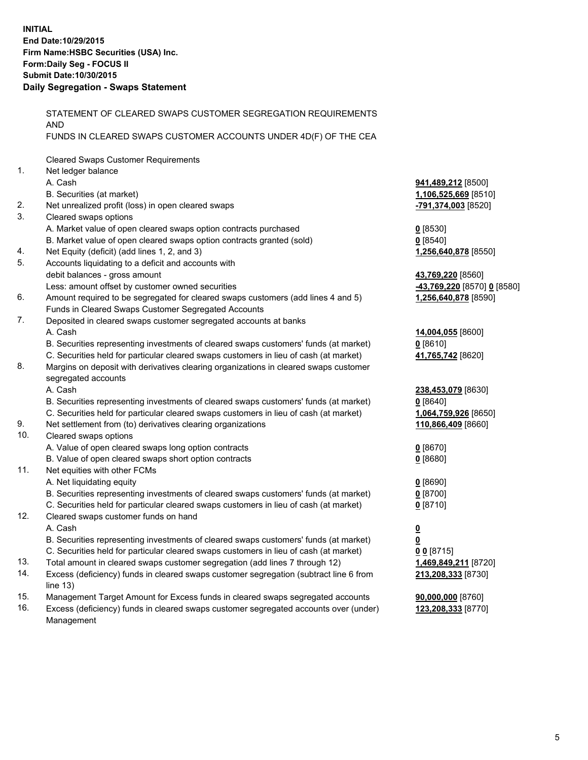**INITIAL**
**End Date:10/29/2015**
**Firm Name:HSBC Securities (USA) Inc.**
**Form:Daily Seg - FOCUS II**
**Submit Date:10/30/2015**
**Daily Segregation - Swaps Statement**

STATEMENT OF CLEARED SWAPS CUSTOMER SEGREGATION REQUIREMENTS AND FUNDS IN CLEARED SWAPS CUSTOMER ACCOUNTS UNDER 4D(F) OF THE CEA

| | | |
|---|---|---|
| | Cleared Swaps Customer Requirements | |
| 1. | Net ledger balance | |
| | A. Cash | **941,489,212** [8500] |
| | B. Securities (at market) | **1,106,525,669** [8510] |
| 2. | Net unrealized profit (loss) in open cleared swaps | **-791,374,003** [8520] |
| 3. | Cleared swaps options | |
| | A. Market value of open cleared swaps option contracts purchased | **0** [8530] |
| | B. Market value of open cleared swaps option contracts granted (sold) | **0** [8540] |
| 4. | Net Equity (deficit) (add lines 1, 2, and 3) | **1,256,640,878** [8550] |
| 5. | Accounts liquidating to a deficit and accounts with debit balances - gross amount | **43,769,220** [8560] |
| | Less: amount offset by customer owned securities | **-43,769,220** [8570] **0** [8580] |
| 6. | Amount required to be segregated for cleared swaps customers (add lines 4 and 5) | **1,256,640,878** [8590] |
| | Funds in Cleared Swaps Customer Segregated Accounts | |
| 7. | Deposited in cleared swaps customer segregated accounts at banks | |
| | A. Cash | **14,004,055** [8600] |
| | B. Securities representing investments of cleared swaps customers' funds (at market) | **0** [8610] |
| | C. Securities held for particular cleared swaps customers in lieu of cash (at market) | **41,765,742** [8620] |
| 8. | Margins on deposit with derivatives clearing organizations in cleared swaps customer segregated accounts | |
| | A. Cash | **238,453,079** [8630] |
| | B. Securities representing investments of cleared swaps customers' funds (at market) | **0** [8640] |
| | C. Securities held for particular cleared swaps customers in lieu of cash (at market) | **1,064,759,926** [8650] |
| 9. | Net settlement from (to) derivatives clearing organizations | **110,866,409** [8660] |
| 10. | Cleared swaps options | |
| | A. Value of open cleared swaps long option contracts | **0** [8670] |
| | B. Value of open cleared swaps short option contracts | **0** [8680] |
| 11. | Net equities with other FCMs | |
| | A. Net liquidating equity | **0** [8690] |
| | B. Securities representing investments of cleared swaps customers' funds (at market) | **0** [8700] |
| | C. Securities held for particular cleared swaps customers in lieu of cash (at market) | **0** [8710] |
| 12. | Cleared swaps customer funds on hand | |
| | A. Cash | **0** |
| | B. Securities representing investments of cleared swaps customers' funds (at market) | **0** |
| | C. Securities held for particular cleared swaps customers in lieu of cash (at market) | **0** **0** [8715] |
| 13. | Total amount in cleared swaps customer segregation (add lines 7 through 12) | **1,469,849,211** [8720] |
| 14. | Excess (deficiency) funds in cleared swaps customer segregation (subtract line 6 from line 13) | **213,208,333** [8730] |
| 15. | Management Target Amount for Excess funds in cleared swaps segregated accounts | **90,000,000** [8760] |
| 16. | Excess (deficiency) funds in cleared swaps customer segregated accounts over (under) Management | **123,208,333** [8770] |